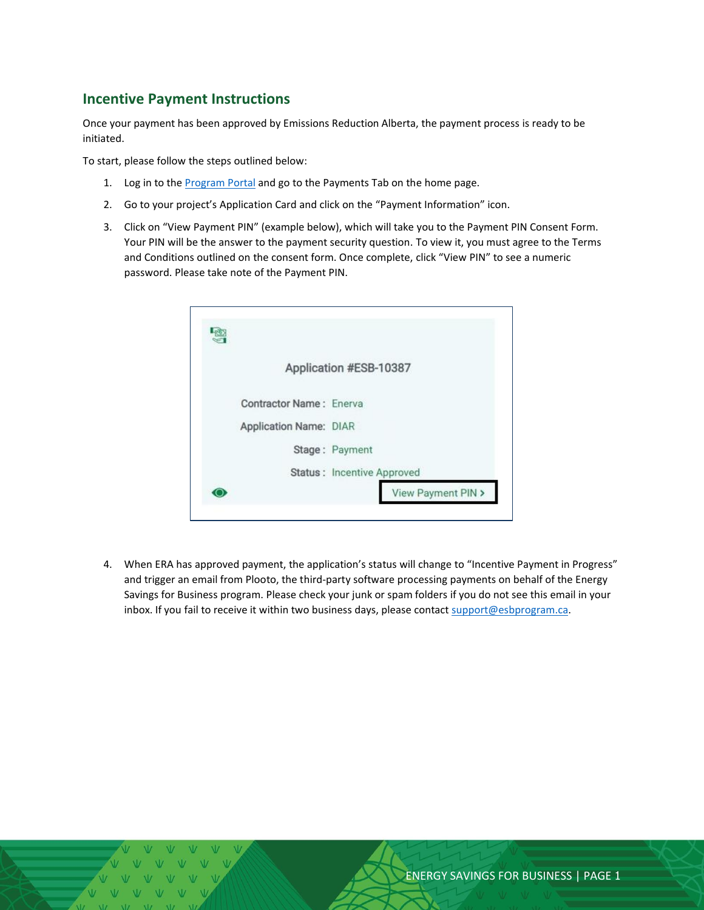## Incentive Payment Instructions

Once your payment has been approved by Emissions Reduction Alberta, the payment process is ready to be initiated.

To start, please follow the steps outlined below:

1. Log in to the Program Portal and go to the Payments Tab on the home page.
2. Go to your project's Application Card and click on the "Payment Information" icon.
3. Click on "View Payment PIN" (example below), which will take you to the Payment PIN Consent Form. Your PIN will be the answer to the payment security question. To view it, you must agree to the Terms and Conditions outlined on the consent form. Once complete, click "View PIN" to see a numeric password. Please take note of the Payment PIN.

Application #ESB-10387

Contractor Name : Enerva

Application Name: DIAR

Stage : Payment

Status : Incentive Approved

View Payment PIN >

4. When ERA has approved payment, the application's status will change to "Incentive Payment in Progress" and trigger an email from Plooto, the third-party software processing payments on behalf of the Energy Savings for Business program. Please check your junk or spam folders if you do not see this email in your inbox. If you fail to receive it within two business days, please contact support@esbprogram.ca.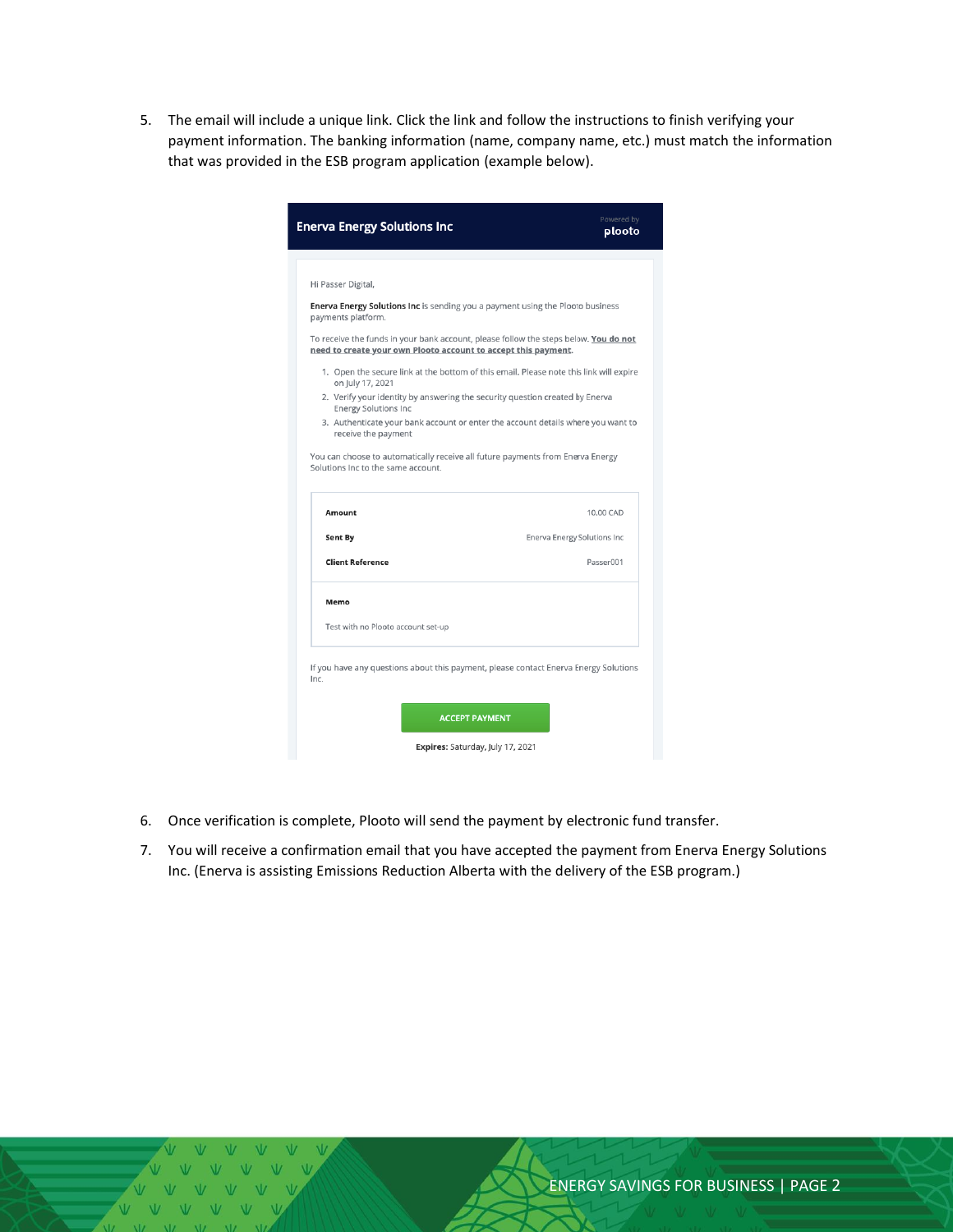5. The email will include a unique link. Click the link and follow the instructions to finish verifying your payment information. The banking information (name, company name, etc.) must match the information that was provided in the ESB program application (example below).

**Enerva Energy Solutions Inc** — Powered by plooto

Hi Passer Digital,

**Enerva Energy Solutions Inc** is sending you a payment using the Plooto business payments platform.

To receive the funds in your bank account, please follow the steps below. **You do not need to create your own Plooto account to accept this payment.**

1. Open the secure link at the bottom of this email. Please note this link will expire on July 17, 2021
2. Verify your identity by answering the security question created by Enerva Energy Solutions Inc
3. Authenticate your bank account or enter the account details where you want to receive the payment

You can choose to automatically receive all future payments from Enerva Energy Solutions Inc to the same account.

| | |
|---|---|
| **Amount** | 10.00 CAD |
| **Sent By** | Enerva Energy Solutions Inc |
| **Client Reference** | Passer001 |

**Memo**

Test with no Plooto account set-up

If you have any questions about this payment, please contact Enerva Energy Solutions Inc.

ACCEPT PAYMENT

**Expires:** Saturday, July 17, 2021

6. Once verification is complete, Plooto will send the payment by electronic fund transfer.
7. You will receive a confirmation email that you have accepted the payment from Enerva Energy Solutions Inc. (Enerva is assisting Emissions Reduction Alberta with the delivery of the ESB program.)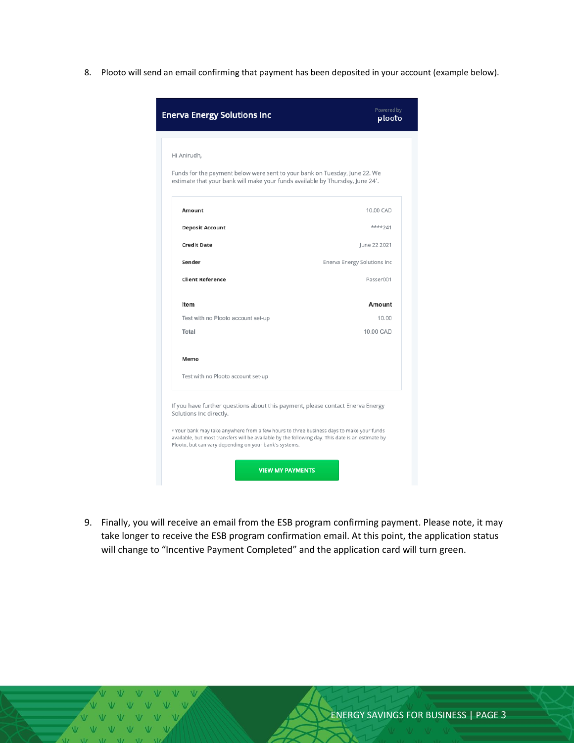8. Plooto will send an email confirming that payment has been deposited in your account (example below).

**Enerva Energy Solutions Inc** — Powered by plooto

Hi Anirudh,

Funds for the payment below were sent to your bank on Tuesday, June 22. We estimate that your bank will make your funds available by Thursday, June 24*.

| | |
|---|---|
| **Amount** | 10.00 CAD |
| **Deposit Account** | ****241 |
| **Credit Date** | June 22 2021 |
| **Sender** | Enerva Energy Solutions Inc |
| **Client Reference** | Passer001 |

| **Item** | **Amount** |
|---|---|
| Test with no Plooto account set-up | 10.00 |
| **Total** | 10.00 CAD |

**Memo**

Test with no Plooto account set-up

If you have further questions about this payment, please contact Enerva Energy Solutions Inc directly.

* Your bank may take anywhere from a few hours to three business days to make your funds available, but most transfers will be available by the following day. This date is an estimate by Plooto, but can vary depending on your bank's systems.

VIEW MY PAYMENTS

9. Finally, you will receive an email from the ESB program confirming payment. Please note, it may take longer to receive the ESB program confirmation email. At this point, the application status will change to "Incentive Payment Completed" and the application card will turn green.